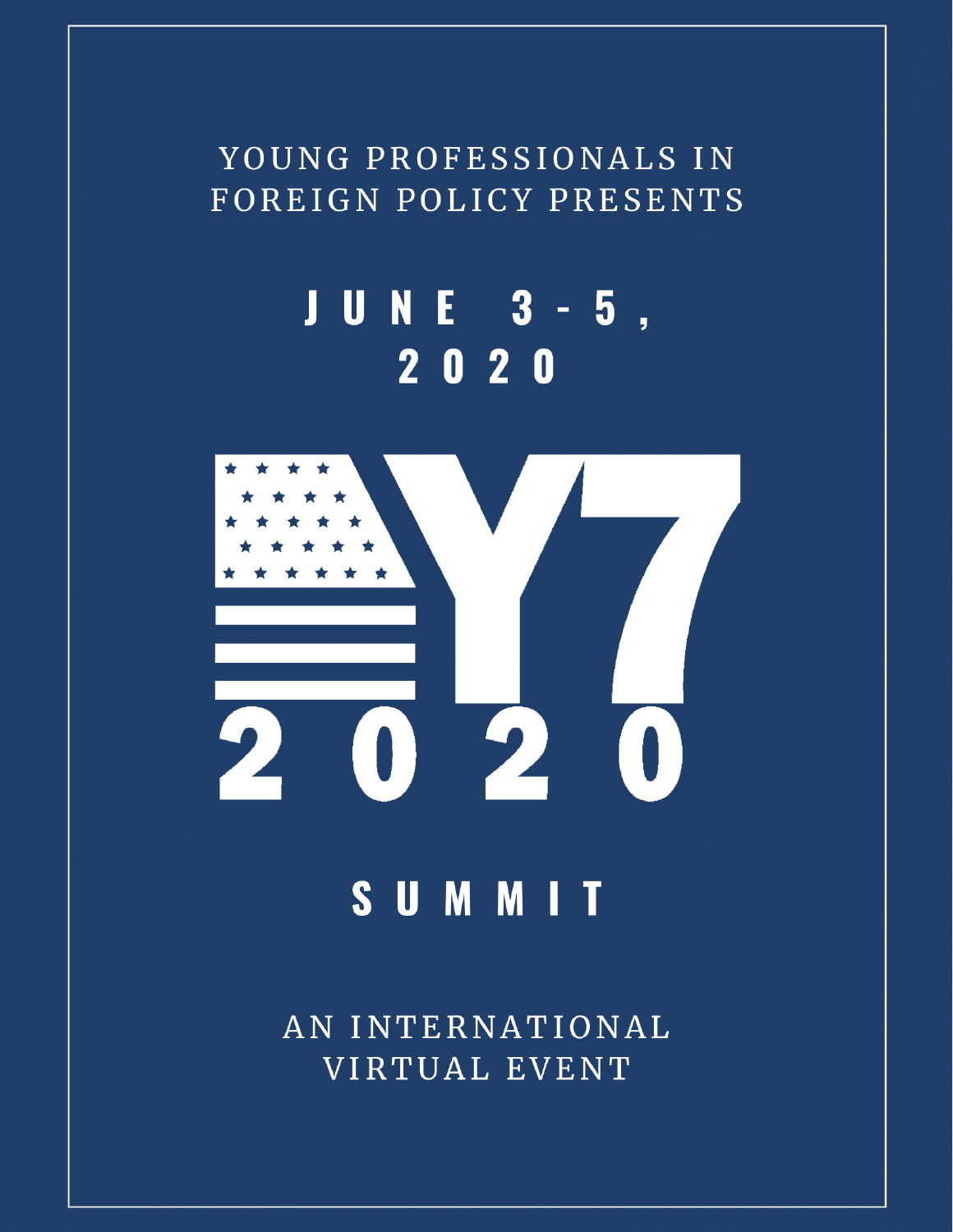YOUNG PROFESSIONALS IN FOREIGN POLICY PRESENTS

# JUNE 3-5, 2020

# Y7 2020

# SUMMIT

AN INTERNATIONAL VIRTUAL EVENT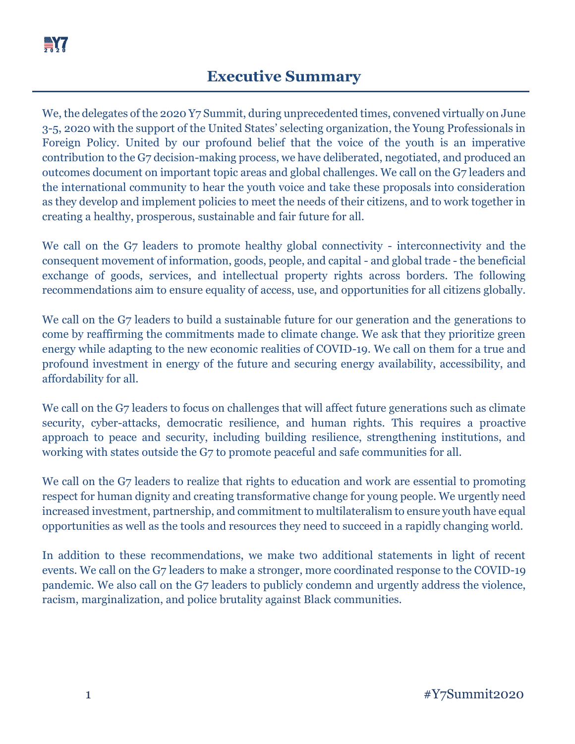# Executive Summary

We, the delegates of the 2020 Y7 Summit, during unprecedented times, convened virtually on June 3-5, 2020 with the support of the United States' selecting organization, the Young Professionals in Foreign Policy. United by our profound belief that the voice of the youth is an imperative contribution to the G7 decision-making process, we have deliberated, negotiated, and produced an outcomes document on important topic areas and global challenges. We call on the G7 leaders and the international community to hear the youth voice and take these proposals into consideration as they develop and implement policies to meet the needs of their citizens, and to work together in creating a healthy, prosperous, sustainable and fair future for all.

We call on the G7 leaders to promote healthy global connectivity - interconnectivity and the consequent movement of information, goods, people, and capital - and global trade - the beneficial exchange of goods, services, and intellectual property rights across borders. The following recommendations aim to ensure equality of access, use, and opportunities for all citizens globally.

We call on the G7 leaders to build a sustainable future for our generation and the generations to come by reaffirming the commitments made to climate change. We ask that they prioritize green energy while adapting to the new economic realities of COVID-19. We call on them for a true and profound investment in energy of the future and securing energy availability, accessibility, and affordability for all.

We call on the G7 leaders to focus on challenges that will affect future generations such as climate security, cyber-attacks, democratic resilience, and human rights. This requires a proactive approach to peace and security, including building resilience, strengthening institutions, and working with states outside the G7 to promote peaceful and safe communities for all.

We call on the G7 leaders to realize that rights to education and work are essential to promoting respect for human dignity and creating transformative change for young people. We urgently need increased investment, partnership, and commitment to multilateralism to ensure youth have equal opportunities as well as the tools and resources they need to succeed in a rapidly changing world.

In addition to these recommendations, we make two additional statements in light of recent events. We call on the G7 leaders to make a stronger, more coordinated response to the COVID-19 pandemic. We also call on the G7 leaders to publicly condemn and urgently address the violence, racism, marginalization, and police brutality against Black communities.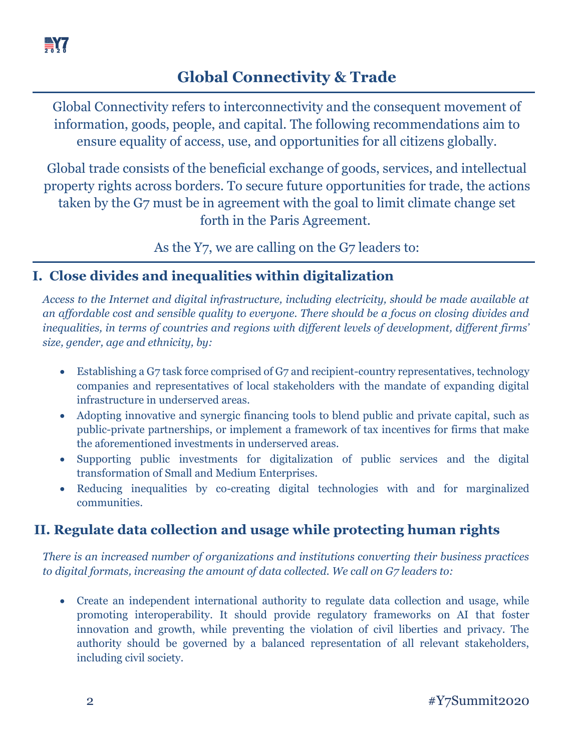# Global Connectivity & Trade

Global Connectivity refers to interconnectivity and the consequent movement of information, goods, people, and capital. The following recommendations aim to ensure equality of access, use, and opportunities for all citizens globally.

Global trade consists of the beneficial exchange of goods, services, and intellectual property rights across borders. To secure future opportunities for trade, the actions taken by the G7 must be in agreement with the goal to limit climate change set forth in the Paris Agreement.

As the Y7, we are calling on the G7 leaders to:

## I. Close divides and inequalities within digitalization

*Access to the Internet and digital infrastructure, including electricity, should be made available at an affordable cost and sensible quality to everyone. There should be a focus on closing divides and inequalities, in terms of countries and regions with different levels of development, different firms' size, gender, age and ethnicity, by:*

- Establishing a G7 task force comprised of G7 and recipient-country representatives, technology companies and representatives of local stakeholders with the mandate of expanding digital infrastructure in underserved areas.
- Adopting innovative and synergic financing tools to blend public and private capital, such as public-private partnerships, or implement a framework of tax incentives for firms that make the aforementioned investments in underserved areas.
- Supporting public investments for digitalization of public services and the digital transformation of Small and Medium Enterprises.
- Reducing inequalities by co-creating digital technologies with and for marginalized communities.

## II. Regulate data collection and usage while protecting human rights

*There is an increased number of organizations and institutions converting their business practices to digital formats, increasing the amount of data collected. We call on G7 leaders to:*

- Create an independent international authority to regulate data collection and usage, while promoting interoperability. It should provide regulatory frameworks on AI that foster innovation and growth, while preventing the violation of civil liberties and privacy. The authority should be governed by a balanced representation of all relevant stakeholders, including civil society.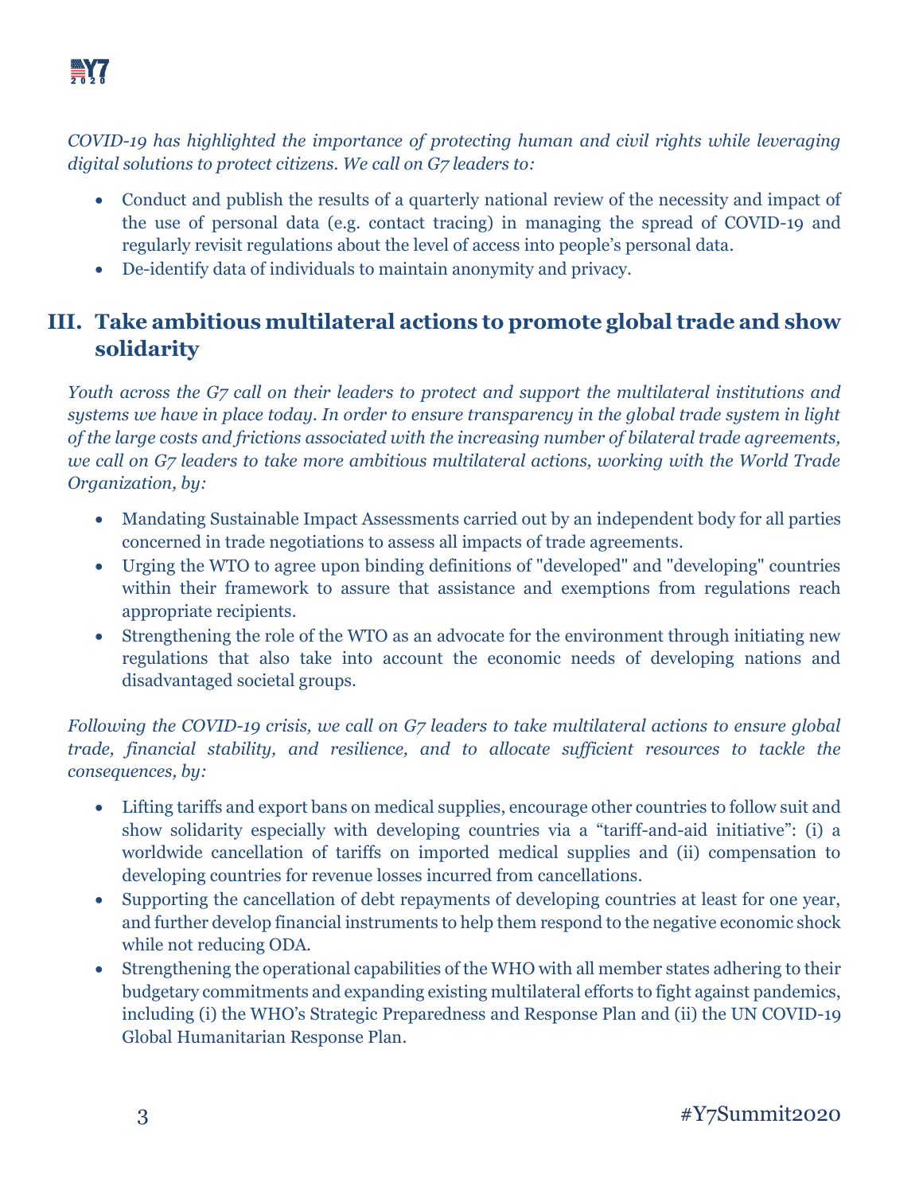*COVID-19 has highlighted the importance of protecting human and civil rights while leveraging digital solutions to protect citizens. We call on G7 leaders to:*

- Conduct and publish the results of a quarterly national review of the necessity and impact of the use of personal data (e.g. contact tracing) in managing the spread of COVID-19 and regularly revisit regulations about the level of access into people's personal data.
- De-identify data of individuals to maintain anonymity and privacy.

## III. Take ambitious multilateral actions to promote global trade and show solidarity

*Youth across the G7 call on their leaders to protect and support the multilateral institutions and systems we have in place today. In order to ensure transparency in the global trade system in light of the large costs and frictions associated with the increasing number of bilateral trade agreements, we call on G7 leaders to take more ambitious multilateral actions, working with the World Trade Organization, by:*

- Mandating Sustainable Impact Assessments carried out by an independent body for all parties concerned in trade negotiations to assess all impacts of trade agreements.
- Urging the WTO to agree upon binding definitions of "developed" and "developing" countries within their framework to assure that assistance and exemptions from regulations reach appropriate recipients.
- Strengthening the role of the WTO as an advocate for the environment through initiating new regulations that also take into account the economic needs of developing nations and disadvantaged societal groups.

*Following the COVID-19 crisis, we call on G7 leaders to take multilateral actions to ensure global trade, financial stability, and resilience, and to allocate sufficient resources to tackle the consequences, by:*

- Lifting tariffs and export bans on medical supplies, encourage other countries to follow suit and show solidarity especially with developing countries via a "tariff-and-aid initiative": (i) a worldwide cancellation of tariffs on imported medical supplies and (ii) compensation to developing countries for revenue losses incurred from cancellations.
- Supporting the cancellation of debt repayments of developing countries at least for one year, and further develop financial instruments to help them respond to the negative economic shock while not reducing ODA.
- Strengthening the operational capabilities of the WHO with all member states adhering to their budgetary commitments and expanding existing multilateral efforts to fight against pandemics, including (i) the WHO's Strategic Preparedness and Response Plan and (ii) the UN COVID-19 Global Humanitarian Response Plan.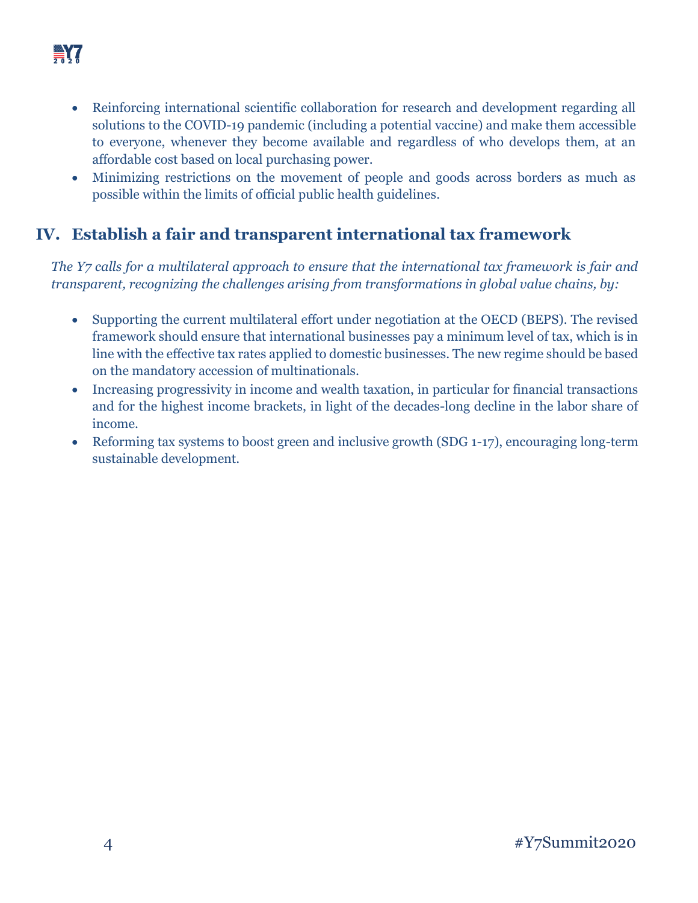- Reinforcing international scientific collaboration for research and development regarding all solutions to the COVID-19 pandemic (including a potential vaccine) and make them accessible to everyone, whenever they become available and regardless of who develops them, at an affordable cost based on local purchasing power.
- Minimizing restrictions on the movement of people and goods across borders as much as possible within the limits of official public health guidelines.

## IV. Establish a fair and transparent international tax framework

*The Y7 calls for a multilateral approach to ensure that the international tax framework is fair and transparent, recognizing the challenges arising from transformations in global value chains, by:*

- Supporting the current multilateral effort under negotiation at the OECD (BEPS). The revised framework should ensure that international businesses pay a minimum level of tax, which is in line with the effective tax rates applied to domestic businesses. The new regime should be based on the mandatory accession of multinationals.
- Increasing progressivity in income and wealth taxation, in particular for financial transactions and for the highest income brackets, in light of the decades-long decline in the labor share of income.
- Reforming tax systems to boost green and inclusive growth (SDG 1-17), encouraging long-term sustainable development.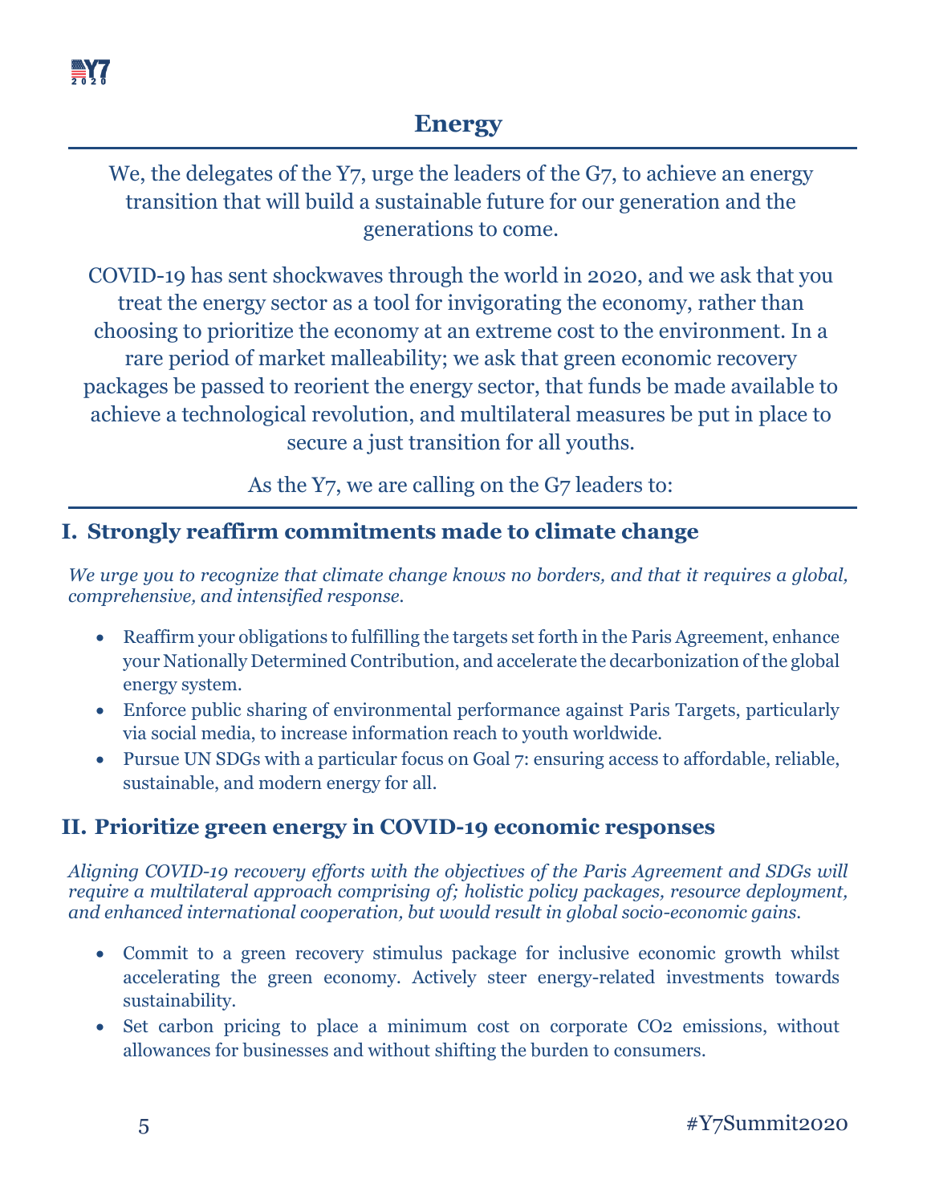# Energy

We, the delegates of the Y7, urge the leaders of the G7, to achieve an energy transition that will build a sustainable future for our generation and the generations to come.

COVID-19 has sent shockwaves through the world in 2020, and we ask that you treat the energy sector as a tool for invigorating the economy, rather than choosing to prioritize the economy at an extreme cost to the environment. In a rare period of market malleability; we ask that green economic recovery packages be passed to reorient the energy sector, that funds be made available to achieve a technological revolution, and multilateral measures be put in place to secure a just transition for all youths.

As the Y7, we are calling on the G7 leaders to:

## I. Strongly reaffirm commitments made to climate change

*We urge you to recognize that climate change knows no borders, and that it requires a global, comprehensive, and intensified response.*

- Reaffirm your obligations to fulfilling the targets set forth in the Paris Agreement, enhance your Nationally Determined Contribution, and accelerate the decarbonization of the global energy system.
- Enforce public sharing of environmental performance against Paris Targets, particularly via social media, to increase information reach to youth worldwide.
- Pursue UN SDGs with a particular focus on Goal 7: ensuring access to affordable, reliable, sustainable, and modern energy for all.

## II. Prioritize green energy in COVID-19 economic responses

*Aligning COVID-19 recovery efforts with the objectives of the Paris Agreement and SDGs will require a multilateral approach comprising of; holistic policy packages, resource deployment, and enhanced international cooperation, but would result in global socio-economic gains.*

- Commit to a green recovery stimulus package for inclusive economic growth whilst accelerating the green economy. Actively steer energy-related investments towards sustainability.
- Set carbon pricing to place a minimum cost on corporate $CO_2$ emissions, without allowances for businesses and without shifting the burden to consumers.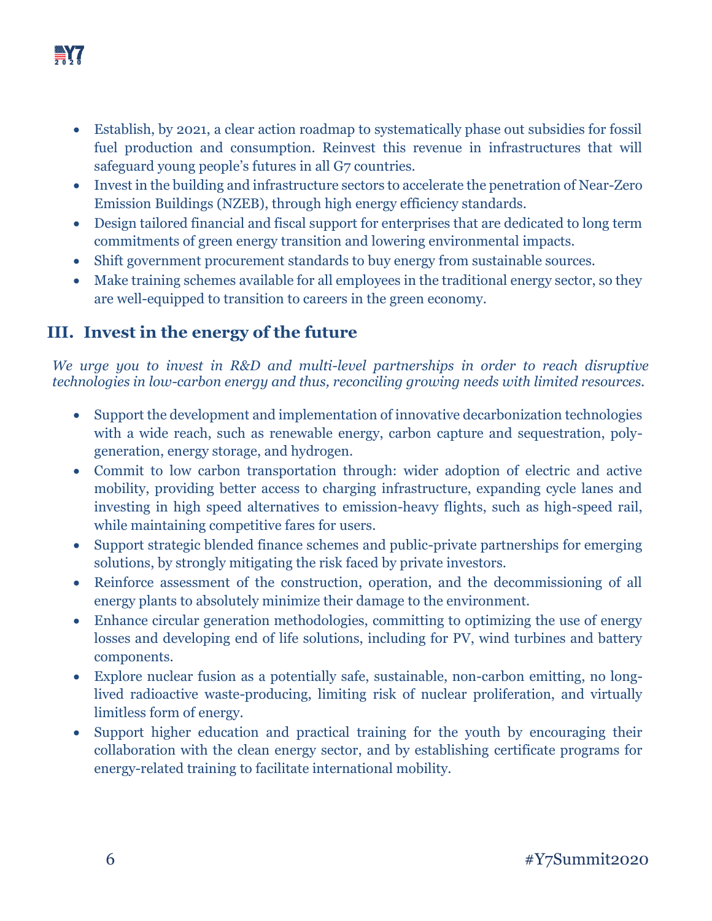- Establish, by 2021, a clear action roadmap to systematically phase out subsidies for fossil fuel production and consumption. Reinvest this revenue in infrastructures that will safeguard young people's futures in all G7 countries.
- Invest in the building and infrastructure sectors to accelerate the penetration of Near-Zero Emission Buildings (NZEB), through high energy efficiency standards.
- Design tailored financial and fiscal support for enterprises that are dedicated to long term commitments of green energy transition and lowering environmental impacts.
- Shift government procurement standards to buy energy from sustainable sources.
- Make training schemes available for all employees in the traditional energy sector, so they are well-equipped to transition to careers in the green economy.

## III. Invest in the energy of the future

*We urge you to invest in R&D and multi-level partnerships in order to reach disruptive technologies in low-carbon energy and thus, reconciling growing needs with limited resources.*

- Support the development and implementation of innovative decarbonization technologies with a wide reach, such as renewable energy, carbon capture and sequestration, poly-generation, energy storage, and hydrogen.
- Commit to low carbon transportation through: wider adoption of electric and active mobility, providing better access to charging infrastructure, expanding cycle lanes and investing in high speed alternatives to emission-heavy flights, such as high-speed rail, while maintaining competitive fares for users.
- Support strategic blended finance schemes and public-private partnerships for emerging solutions, by strongly mitigating the risk faced by private investors.
- Reinforce assessment of the construction, operation, and the decommissioning of all energy plants to absolutely minimize their damage to the environment.
- Enhance circular generation methodologies, committing to optimizing the use of energy losses and developing end of life solutions, including for PV, wind turbines and battery components.
- Explore nuclear fusion as a potentially safe, sustainable, non-carbon emitting, no long-lived radioactive waste-producing, limiting risk of nuclear proliferation, and virtually limitless form of energy.
- Support higher education and practical training for the youth by encouraging their collaboration with the clean energy sector, and by establishing certificate programs for energy-related training to facilitate international mobility.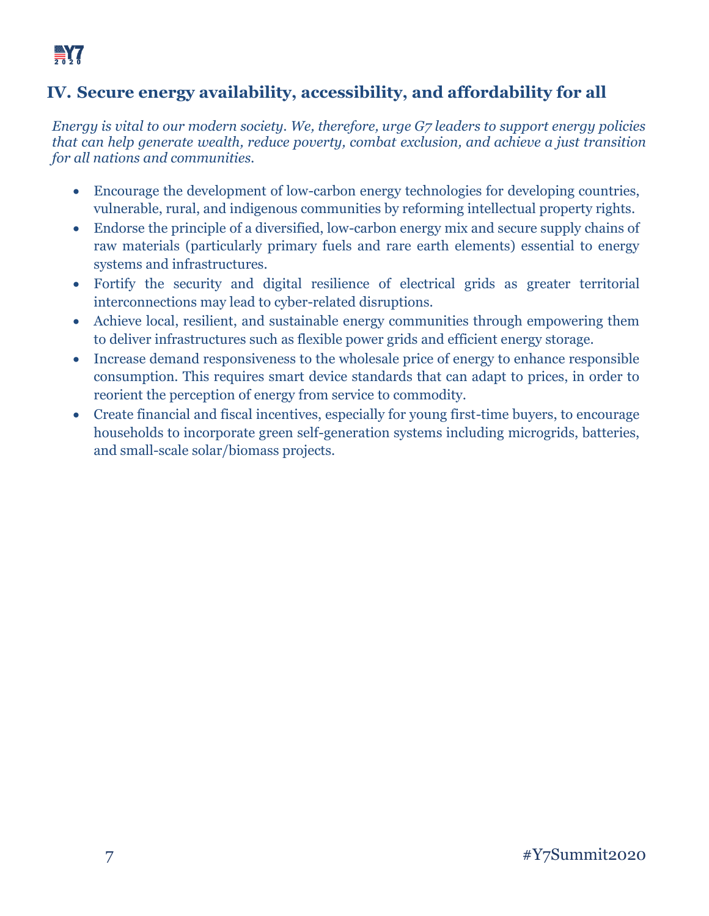## IV. Secure energy availability, accessibility, and affordability for all

*Energy is vital to our modern society. We, therefore, urge G7 leaders to support energy policies that can help generate wealth, reduce poverty, combat exclusion, and achieve a just transition for all nations and communities.*

- Encourage the development of low-carbon energy technologies for developing countries, vulnerable, rural, and indigenous communities by reforming intellectual property rights.
- Endorse the principle of a diversified, low-carbon energy mix and secure supply chains of raw materials (particularly primary fuels and rare earth elements) essential to energy systems and infrastructures.
- Fortify the security and digital resilience of electrical grids as greater territorial interconnections may lead to cyber-related disruptions.
- Achieve local, resilient, and sustainable energy communities through empowering them to deliver infrastructures such as flexible power grids and efficient energy storage.
- Increase demand responsiveness to the wholesale price of energy to enhance responsible consumption. This requires smart device standards that can adapt to prices, in order to reorient the perception of energy from service to commodity.
- Create financial and fiscal incentives, especially for young first-time buyers, to encourage households to incorporate green self-generation systems including microgrids, batteries, and small-scale solar/biomass projects.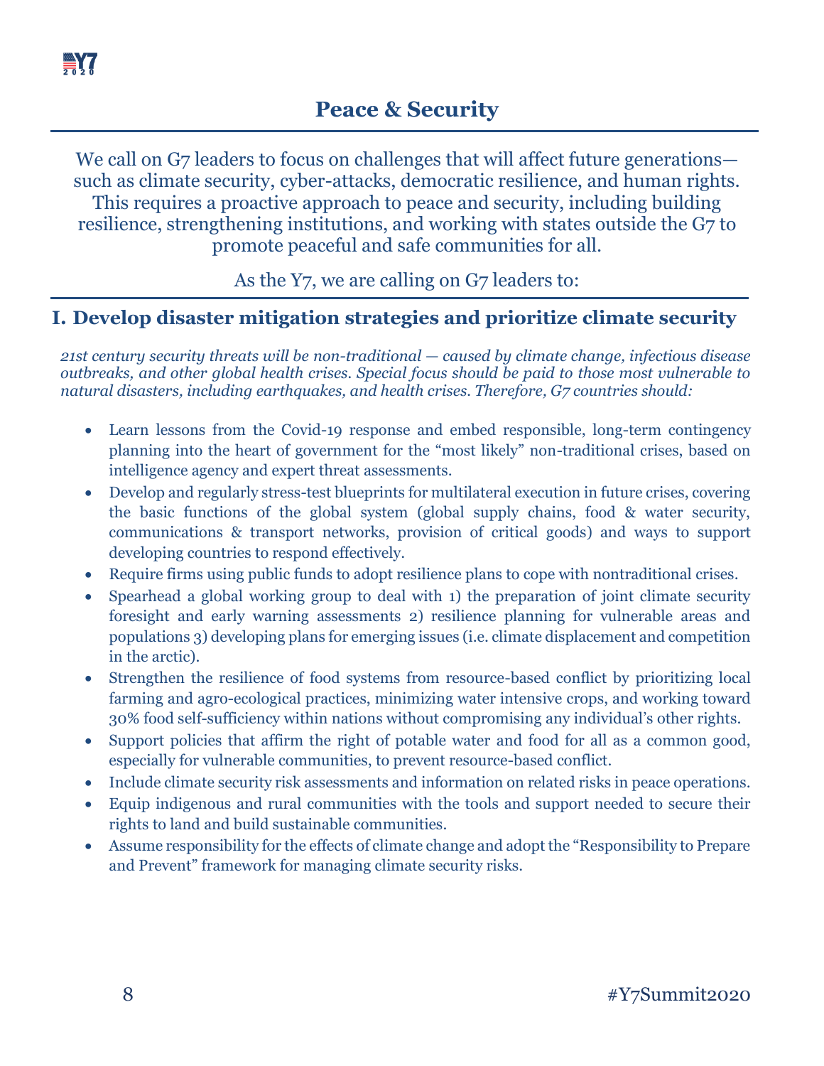# Peace & Security

We call on G7 leaders to focus on challenges that will affect future generations—such as climate security, cyber-attacks, democratic resilience, and human rights. This requires a proactive approach to peace and security, including building resilience, strengthening institutions, and working with states outside the G7 to promote peaceful and safe communities for all.

As the Y7, we are calling on G7 leaders to:

## I. Develop disaster mitigation strategies and prioritize climate security

*21st century security threats will be non-traditional — caused by climate change, infectious disease outbreaks, and other global health crises. Special focus should be paid to those most vulnerable to natural disasters, including earthquakes, and health crises. Therefore, G7 countries should:*

- Learn lessons from the Covid-19 response and embed responsible, long-term contingency planning into the heart of government for the "most likely" non-traditional crises, based on intelligence agency and expert threat assessments.
- Develop and regularly stress-test blueprints for multilateral execution in future crises, covering the basic functions of the global system (global supply chains, food & water security, communications & transport networks, provision of critical goods) and ways to support developing countries to respond effectively.
- Require firms using public funds to adopt resilience plans to cope with nontraditional crises.
- Spearhead a global working group to deal with 1) the preparation of joint climate security foresight and early warning assessments 2) resilience planning for vulnerable areas and populations 3) developing plans for emerging issues (i.e. climate displacement and competition in the arctic).
- Strengthen the resilience of food systems from resource-based conflict by prioritizing local farming and agro-ecological practices, minimizing water intensive crops, and working toward 30% food self-sufficiency within nations without compromising any individual's other rights.
- Support policies that affirm the right of potable water and food for all as a common good, especially for vulnerable communities, to prevent resource-based conflict.
- Include climate security risk assessments and information on related risks in peace operations.
- Equip indigenous and rural communities with the tools and support needed to secure their rights to land and build sustainable communities.
- Assume responsibility for the effects of climate change and adopt the "Responsibility to Prepare and Prevent" framework for managing climate security risks.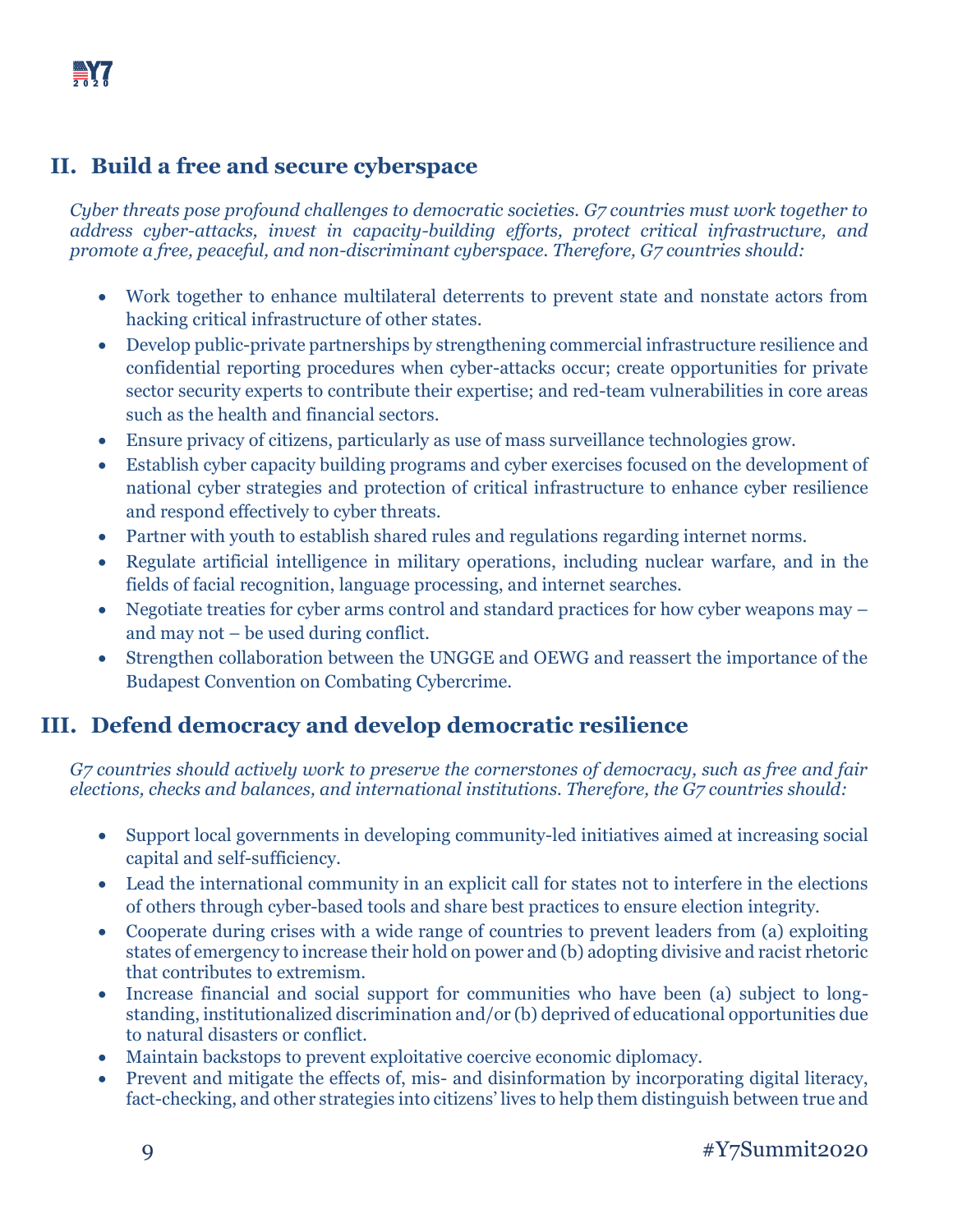## II. Build a free and secure cyberspace

*Cyber threats pose profound challenges to democratic societies. G7 countries must work together to address cyber-attacks, invest in capacity-building efforts, protect critical infrastructure, and promote a free, peaceful, and non-discriminant cyberspace. Therefore, G7 countries should:*

- Work together to enhance multilateral deterrents to prevent state and nonstate actors from hacking critical infrastructure of other states.
- Develop public-private partnerships by strengthening commercial infrastructure resilience and confidential reporting procedures when cyber-attacks occur; create opportunities for private sector security experts to contribute their expertise; and red-team vulnerabilities in core areas such as the health and financial sectors.
- Ensure privacy of citizens, particularly as use of mass surveillance technologies grow.
- Establish cyber capacity building programs and cyber exercises focused on the development of national cyber strategies and protection of critical infrastructure to enhance cyber resilience and respond effectively to cyber threats.
- Partner with youth to establish shared rules and regulations regarding internet norms.
- Regulate artificial intelligence in military operations, including nuclear warfare, and in the fields of facial recognition, language processing, and internet searches.
- Negotiate treaties for cyber arms control and standard practices for how cyber weapons may – and may not – be used during conflict.
- Strengthen collaboration between the UNGGE and OEWG and reassert the importance of the Budapest Convention on Combating Cybercrime.

## III. Defend democracy and develop democratic resilience

*G7 countries should actively work to preserve the cornerstones of democracy, such as free and fair elections, checks and balances, and international institutions. Therefore, the G7 countries should:*

- Support local governments in developing community-led initiatives aimed at increasing social capital and self-sufficiency.
- Lead the international community in an explicit call for states not to interfere in the elections of others through cyber-based tools and share best practices to ensure election integrity.
- Cooperate during crises with a wide range of countries to prevent leaders from (a) exploiting states of emergency to increase their hold on power and (b) adopting divisive and racist rhetoric that contributes to extremism.
- Increase financial and social support for communities who have been (a) subject to long-standing, institutionalized discrimination and/or (b) deprived of educational opportunities due to natural disasters or conflict.
- Maintain backstops to prevent exploitative coercive economic diplomacy.
- Prevent and mitigate the effects of, mis- and disinformation by incorporating digital literacy, fact-checking, and other strategies into citizens' lives to help them distinguish between true and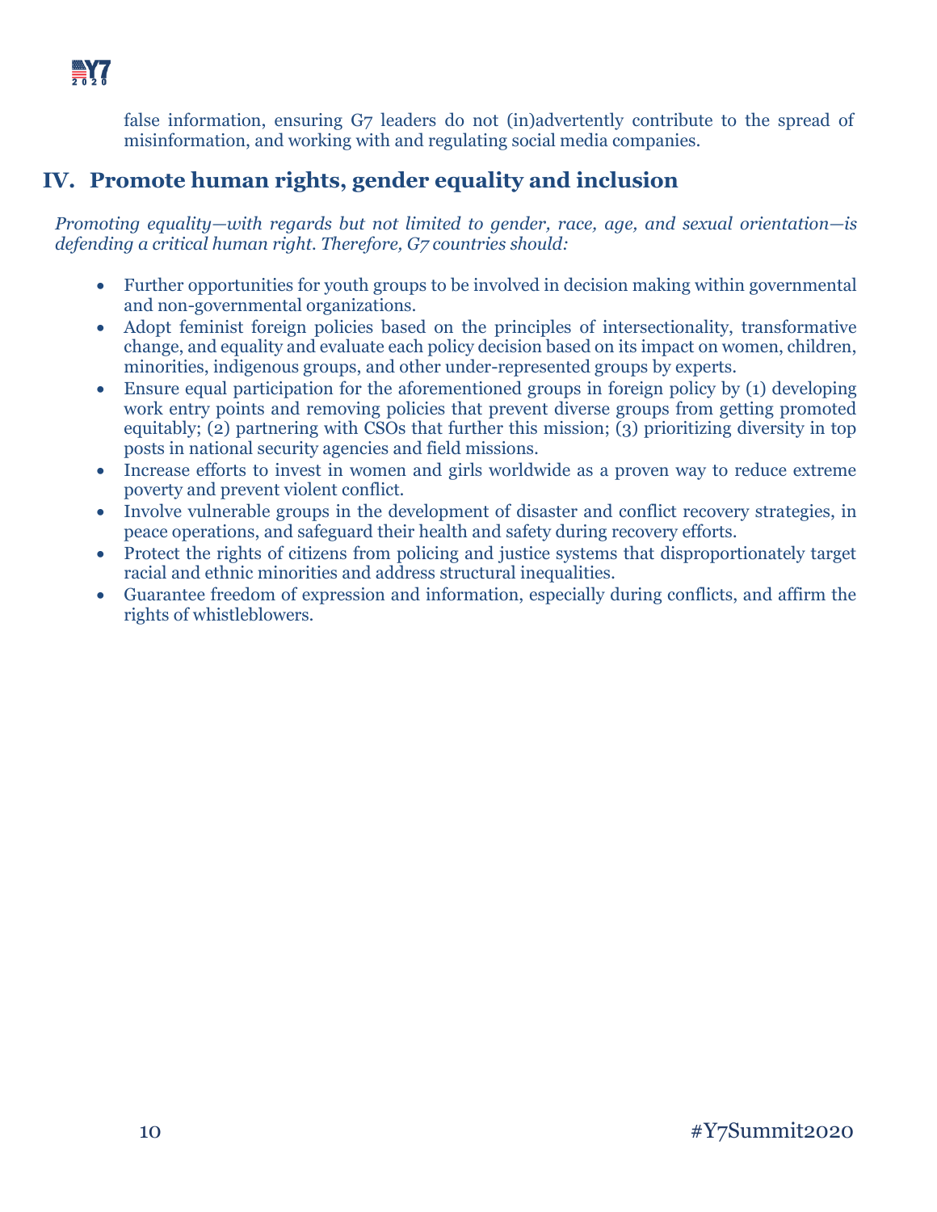false information, ensuring G7 leaders do not (in)advertently contribute to the spread of misinformation, and working with and regulating social media companies.

## IV. Promote human rights, gender equality and inclusion

*Promoting equality—with regards but not limited to gender, race, age, and sexual orientation—is defending a critical human right. Therefore, G7 countries should:*

- Further opportunities for youth groups to be involved in decision making within governmental and non-governmental organizations.
- Adopt feminist foreign policies based on the principles of intersectionality, transformative change, and equality and evaluate each policy decision based on its impact on women, children, minorities, indigenous groups, and other under-represented groups by experts.
- Ensure equal participation for the aforementioned groups in foreign policy by (1) developing work entry points and removing policies that prevent diverse groups from getting promoted equitably; (2) partnering with CSOs that further this mission; (3) prioritizing diversity in top posts in national security agencies and field missions.
- Increase efforts to invest in women and girls worldwide as a proven way to reduce extreme poverty and prevent violent conflict.
- Involve vulnerable groups in the development of disaster and conflict recovery strategies, in peace operations, and safeguard their health and safety during recovery efforts.
- Protect the rights of citizens from policing and justice systems that disproportionately target racial and ethnic minorities and address structural inequalities.
- Guarantee freedom of expression and information, especially during conflicts, and affirm the rights of whistleblowers.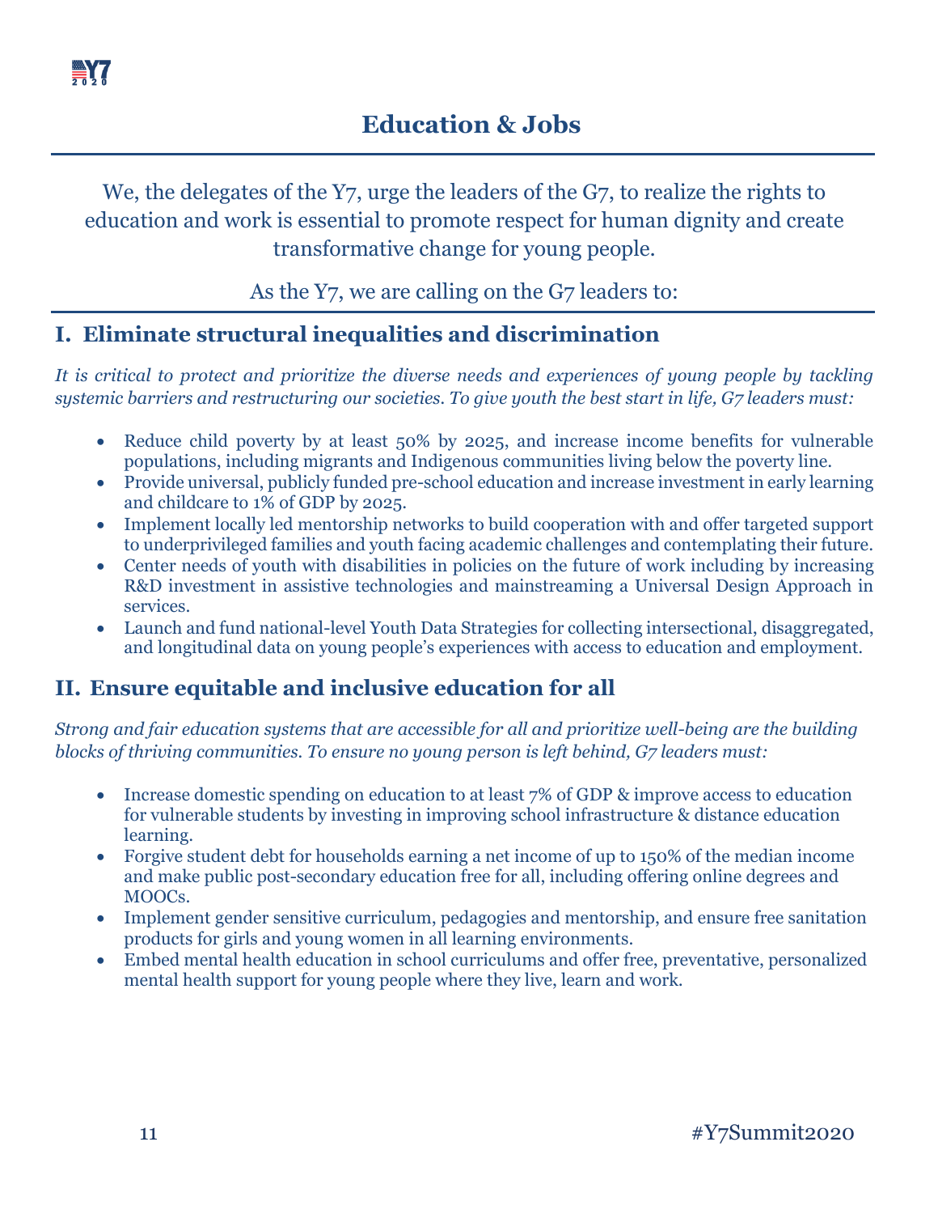# Education & Jobs

We, the delegates of the Y7, urge the leaders of the G7, to realize the rights to education and work is essential to promote respect for human dignity and create transformative change for young people.

As the Y7, we are calling on the G7 leaders to:

## I. Eliminate structural inequalities and discrimination

*It is critical to protect and prioritize the diverse needs and experiences of young people by tackling systemic barriers and restructuring our societies. To give youth the best start in life, G7 leaders must:*

- Reduce child poverty by at least 50% by 2025, and increase income benefits for vulnerable populations, including migrants and Indigenous communities living below the poverty line.
- Provide universal, publicly funded pre-school education and increase investment in early learning and childcare to 1% of GDP by 2025.
- Implement locally led mentorship networks to build cooperation with and offer targeted support to underprivileged families and youth facing academic challenges and contemplating their future.
- Center needs of youth with disabilities in policies on the future of work including by increasing R&D investment in assistive technologies and mainstreaming a Universal Design Approach in services.
- Launch and fund national-level Youth Data Strategies for collecting intersectional, disaggregated, and longitudinal data on young people's experiences with access to education and employment.

## II. Ensure equitable and inclusive education for all

*Strong and fair education systems that are accessible for all and prioritize well-being are the building blocks of thriving communities. To ensure no young person is left behind, G7 leaders must:*

- Increase domestic spending on education to at least 7% of GDP & improve access to education for vulnerable students by investing in improving school infrastructure & distance education learning.
- Forgive student debt for households earning a net income of up to 150% of the median income and make public post-secondary education free for all, including offering online degrees and MOOCs.
- Implement gender sensitive curriculum, pedagogies and mentorship, and ensure free sanitation products for girls and young women in all learning environments.
- Embed mental health education in school curriculums and offer free, preventative, personalized mental health support for young people where they live, learn and work.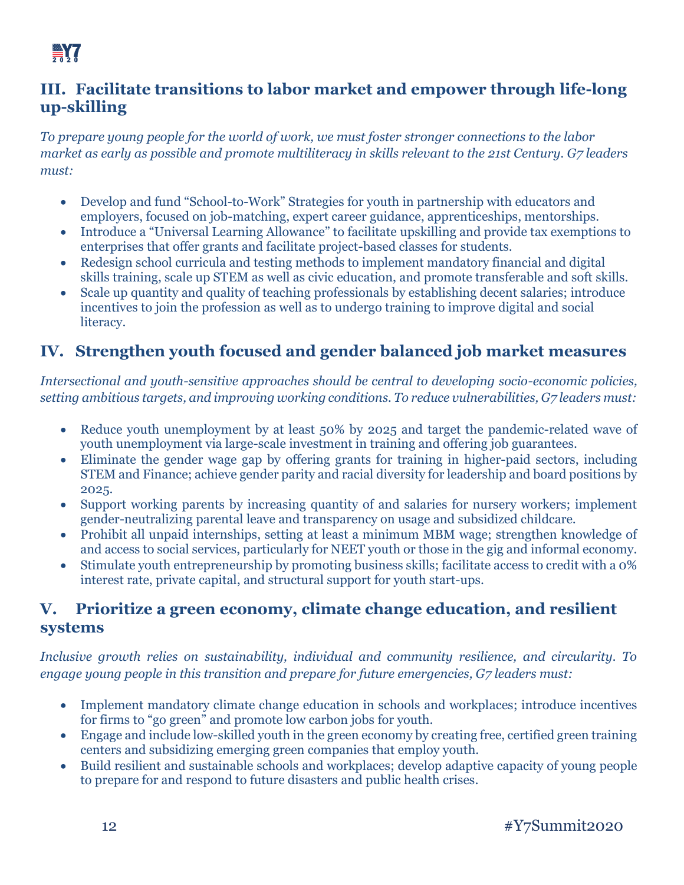## III. Facilitate transitions to labor market and empower through life-long up-skilling

*To prepare young people for the world of work, we must foster stronger connections to the labor market as early as possible and promote multiliteracy in skills relevant to the 21st Century. G7 leaders must:*

- Develop and fund "School-to-Work" Strategies for youth in partnership with educators and employers, focused on job-matching, expert career guidance, apprenticeships, mentorships.
- Introduce a "Universal Learning Allowance" to facilitate upskilling and provide tax exemptions to enterprises that offer grants and facilitate project-based classes for students.
- Redesign school curricula and testing methods to implement mandatory financial and digital skills training, scale up STEM as well as civic education, and promote transferable and soft skills.
- Scale up quantity and quality of teaching professionals by establishing decent salaries; introduce incentives to join the profession as well as to undergo training to improve digital and social literacy.

## IV. Strengthen youth focused and gender balanced job market measures

*Intersectional and youth-sensitive approaches should be central to developing socio-economic policies, setting ambitious targets, and improving working conditions. To reduce vulnerabilities, G7 leaders must:*

- Reduce youth unemployment by at least 50% by 2025 and target the pandemic-related wave of youth unemployment via large-scale investment in training and offering job guarantees.
- Eliminate the gender wage gap by offering grants for training in higher-paid sectors, including STEM and Finance; achieve gender parity and racial diversity for leadership and board positions by 2025.
- Support working parents by increasing quantity of and salaries for nursery workers; implement gender-neutralizing parental leave and transparency on usage and subsidized childcare.
- Prohibit all unpaid internships, setting at least a minimum MBM wage; strengthen knowledge of and access to social services, particularly for NEET youth or those in the gig and informal economy.
- Stimulate youth entrepreneurship by promoting business skills; facilitate access to credit with a 0% interest rate, private capital, and structural support for youth start-ups.

## V. Prioritize a green economy, climate change education, and resilient systems

*Inclusive growth relies on sustainability, individual and community resilience, and circularity. To engage young people in this transition and prepare for future emergencies, G7 leaders must:*

- Implement mandatory climate change education in schools and workplaces; introduce incentives for firms to "go green" and promote low carbon jobs for youth.
- Engage and include low-skilled youth in the green economy by creating free, certified green training centers and subsidizing emerging green companies that employ youth.
- Build resilient and sustainable schools and workplaces; develop adaptive capacity of young people to prepare for and respond to future disasters and public health crises.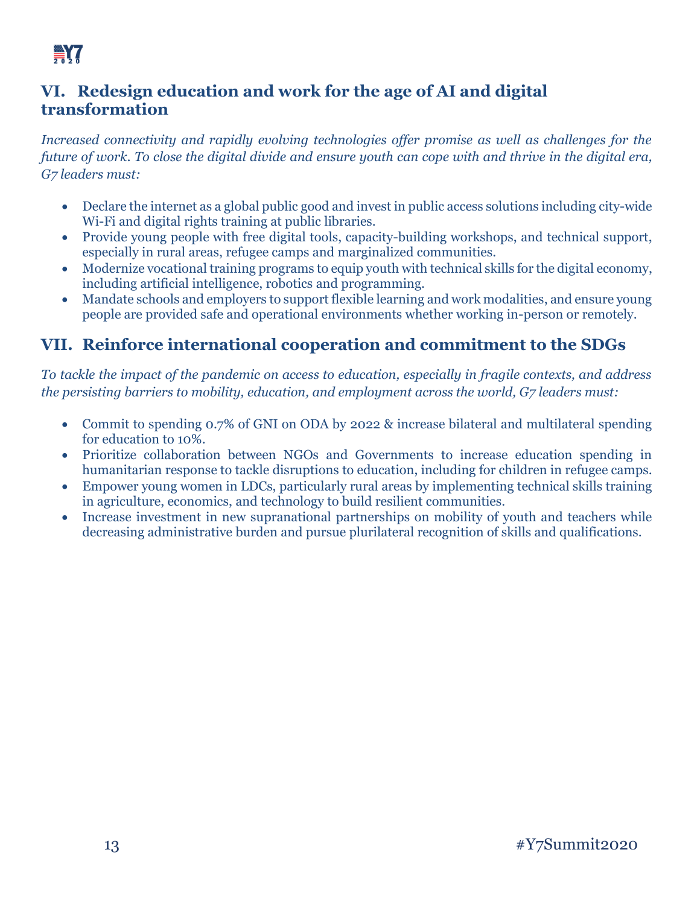## VI. Redesign education and work for the age of AI and digital transformation

*Increased connectivity and rapidly evolving technologies offer promise as well as challenges for the future of work. To close the digital divide and ensure youth can cope with and thrive in the digital era, G7 leaders must:*

- Declare the internet as a global public good and invest in public access solutions including city-wide Wi-Fi and digital rights training at public libraries.
- Provide young people with free digital tools, capacity-building workshops, and technical support, especially in rural areas, refugee camps and marginalized communities.
- Modernize vocational training programs to equip youth with technical skills for the digital economy, including artificial intelligence, robotics and programming.
- Mandate schools and employers to support flexible learning and work modalities, and ensure young people are provided safe and operational environments whether working in-person or remotely.

## VII. Reinforce international cooperation and commitment to the SDGs

*To tackle the impact of the pandemic on access to education, especially in fragile contexts, and address the persisting barriers to mobility, education, and employment across the world, G7 leaders must:*

- Commit to spending 0.7% of GNI on ODA by 2022 & increase bilateral and multilateral spending for education to 10%.
- Prioritize collaboration between NGOs and Governments to increase education spending in humanitarian response to tackle disruptions to education, including for children in refugee camps.
- Empower young women in LDCs, particularly rural areas by implementing technical skills training in agriculture, economics, and technology to build resilient communities.
- Increase investment in new supranational partnerships on mobility of youth and teachers while decreasing administrative burden and pursue plurilateral recognition of skills and qualifications.